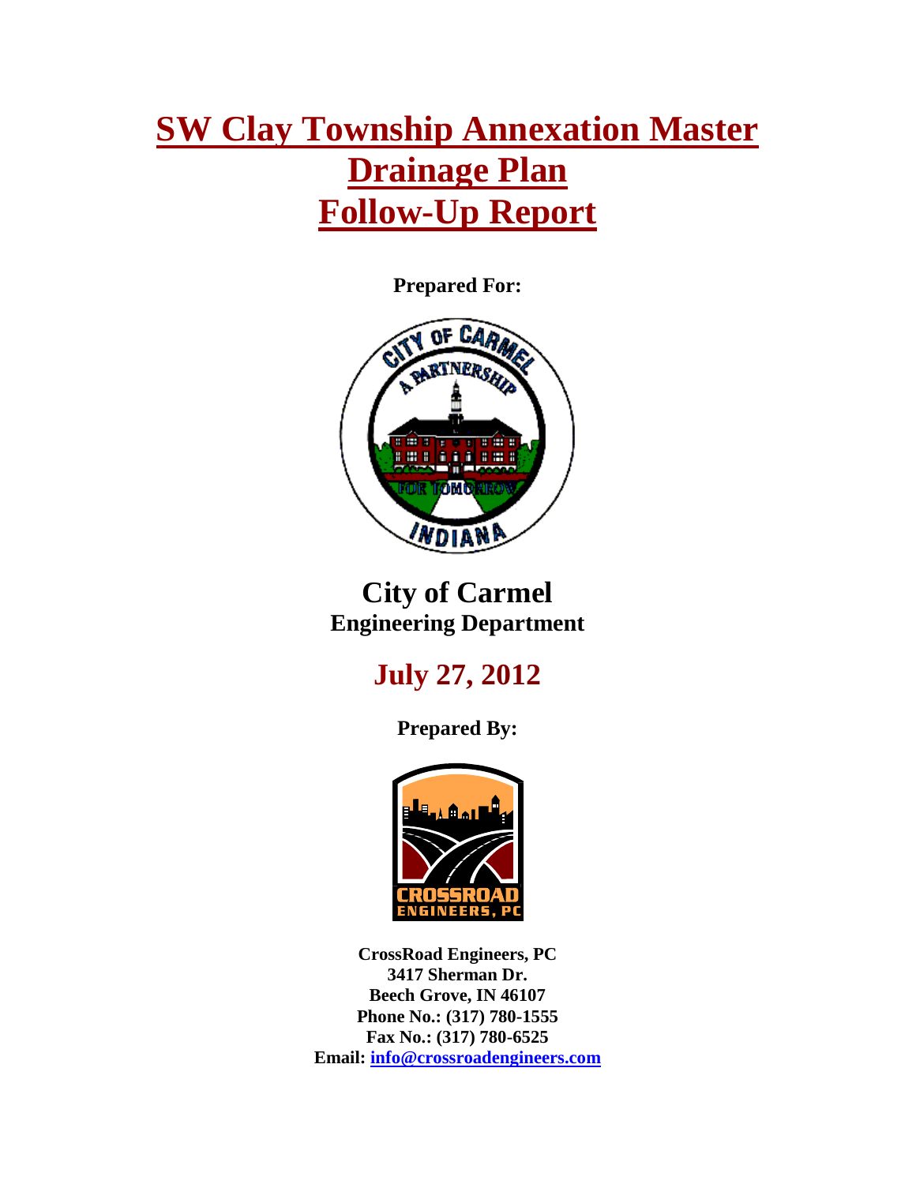# SW Clay Township Annexation Master Drainage Plan Follow-Up Report

**Prepared For:**

**City of Carmel**
**Engineering Department**

**July 27, 2012**

**Prepared By:**

**CrossRoad Engineers, PC**
**3417 Sherman Dr.**
**Beech Grove, IN 46107**
**Phone No.: (317) 780-1555**
**Fax No.: (317) 780-6525**
**Email: info@crossroadengineers.com**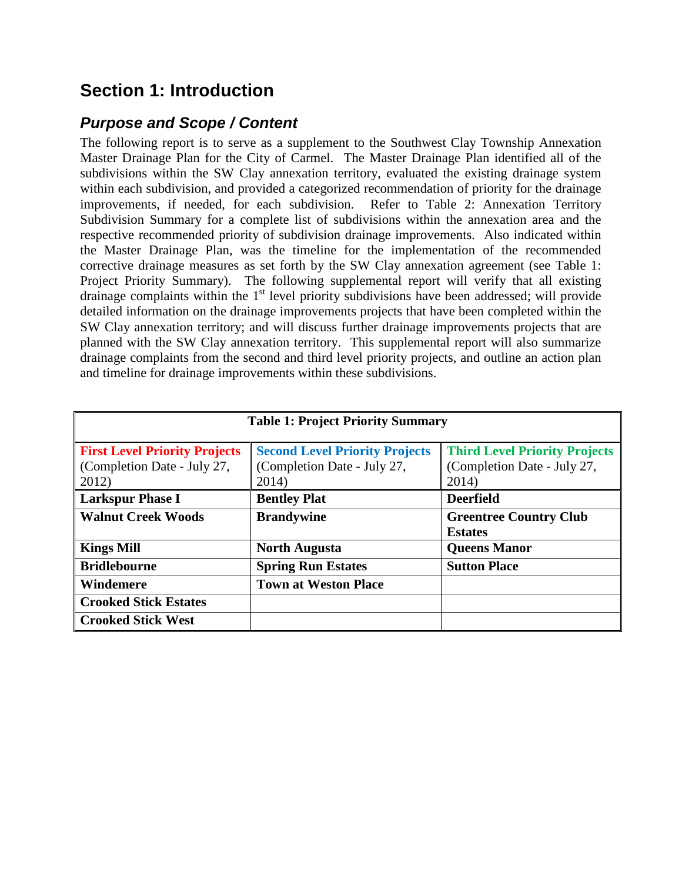## Section 1: Introduction

### *Purpose and Scope / Content*

The following report is to serve as a supplement to the Southwest Clay Township Annexation Master Drainage Plan for the City of Carmel. The Master Drainage Plan identified all of the subdivisions within the SW Clay annexation territory, evaluated the existing drainage system within each subdivision, and provided a categorized recommendation of priority for the drainage improvements, if needed, for each subdivision. Refer to Table 2: Annexation Territory Subdivision Summary for a complete list of subdivisions within the annexation area and the respective recommended priority of subdivision drainage improvements. Also indicated within the Master Drainage Plan, was the timeline for the implementation of the recommended corrective drainage measures as set forth by the SW Clay annexation agreement (see Table 1: Project Priority Summary). The following supplemental report will verify that all existing drainage complaints within the 1st level priority subdivisions have been addressed; will provide detailed information on the drainage improvements projects that have been completed within the SW Clay annexation territory; and will discuss further drainage improvements projects that are planned with the SW Clay annexation territory. This supplemental report will also summarize drainage complaints from the second and third level priority projects, and outline an action plan and timeline for drainage improvements within these subdivisions.

**Table 1: Project Priority Summary**

| First Level Priority Projects (Completion Date - July 27, 2012) | Second Level Priority Projects (Completion Date - July 27, 2014) | Third Level Priority Projects (Completion Date - July 27, 2014) |
|---|---|---|
| **Larkspur Phase I** | **Bentley Plat** | **Deerfield** |
| **Walnut Creek Woods** | **Brandywine** | **Greentree Country Club Estates** |
| **Kings Mill** | **North Augusta** | **Queens Manor** |
| **Bridlebourne** | **Spring Run Estates** | **Sutton Place** |
| **Windemere** | **Town at Weston Place** | |
| **Crooked Stick Estates** | | |
| **Crooked Stick West** | | |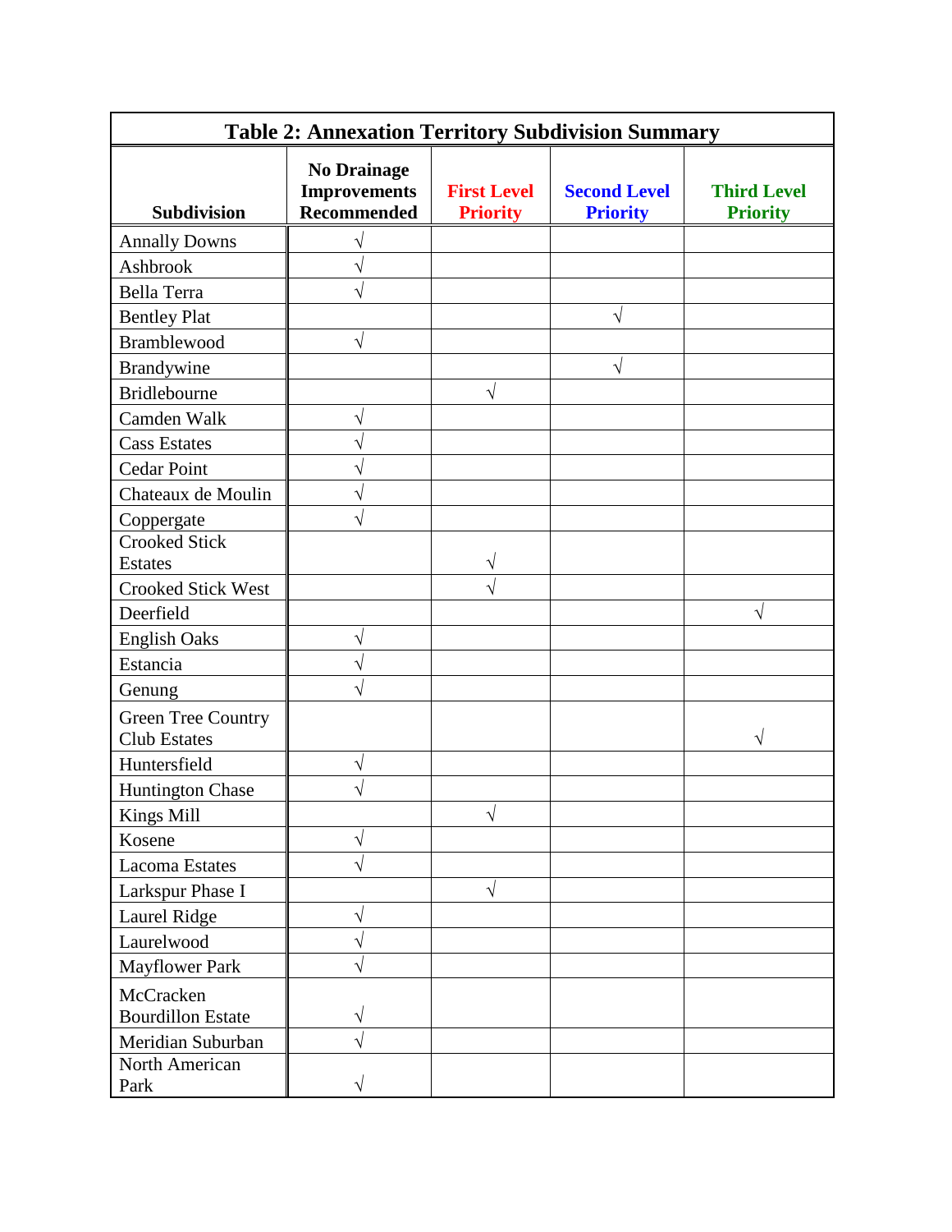| Table 2: Annexation Territory Subdivision Summary | | | | |
|---|---|---|---|---|
| **Subdivision** | **No Drainage Improvements Recommended** | **First Level Priority** | **Second Level Priority** | **Third Level Priority** |
| Annally Downs | √ | | | |
| Ashbrook | √ | | | |
| Bella Terra | √ | | | |
| Bentley Plat | | | √ | |
| Bramblewood | √ | | | |
| Brandywine | | | √ | |
| Bridlebourne | | √ | | |
| Camden Walk | √ | | | |
| Cass Estates | √ | | | |
| Cedar Point | √ | | | |
| Chateaux de Moulin | √ | | | |
| Coppergate | √ | | | |
| Crooked Stick Estates | | √ | | |
| Crooked Stick West | | √ | | |
| Deerfield | | | | √ |
| English Oaks | √ | | | |
| Estancia | √ | | | |
| Genung | √ | | | |
| Green Tree Country Club Estates | | | | √ |
| Huntersfield | √ | | | |
| Huntington Chase | √ | | | |
| Kings Mill | | √ | | |
| Kosene | √ | | | |
| Lacoma Estates | √ | | | |
| Larkspur Phase I | | √ | | |
| Laurel Ridge | √ | | | |
| Laurelwood | √ | | | |
| Mayflower Park | √ | | | |
| McCracken Bourdillon Estate | √ | | | |
| Meridian Suburban | √ | | | |
| North American Park | √ | | | |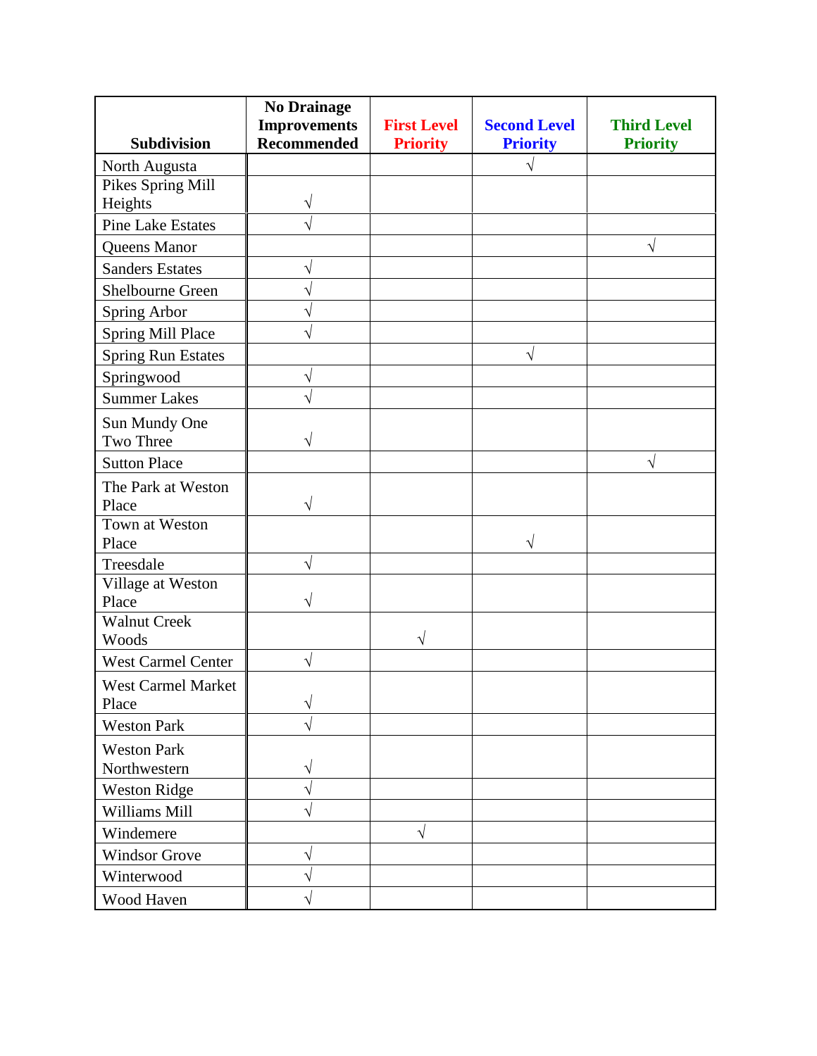| Subdivision | No Drainage Improvements Recommended | First Level Priority | Second Level Priority | Third Level Priority |
|---|---|---|---|---|
| North Augusta | | | √ | |
| Pikes Spring Mill Heights | √ | | | |
| Pine Lake Estates | √ | | | |
| Queens Manor | | | | √ |
| Sanders Estates | √ | | | |
| Shelbourne Green | √ | | | |
| Spring Arbor | √ | | | |
| Spring Mill Place | √ | | | |
| Spring Run Estates | | | √ | |
| Springwood | √ | | | |
| Summer Lakes | √ | | | |
| Sun Mundy One Two Three | √ | | | |
| Sutton Place | | | | √ |
| The Park at Weston Place | √ | | | |
| Town at Weston Place | | | √ | |
| Treesdale | √ | | | |
| Village at Weston Place | √ | | | |
| Walnut Creek Woods | | √ | | |
| West Carmel Center | √ | | | |
| West Carmel Market Place | √ | | | |
| Weston Park | √ | | | |
| Weston Park Northwestern | √ | | | |
| Weston Ridge | √ | | | |
| Williams Mill | √ | | | |
| Windemere | | √ | | |
| Windsor Grove | √ | | | |
| Winterwood | √ | | | |
| Wood Haven | √ | | | |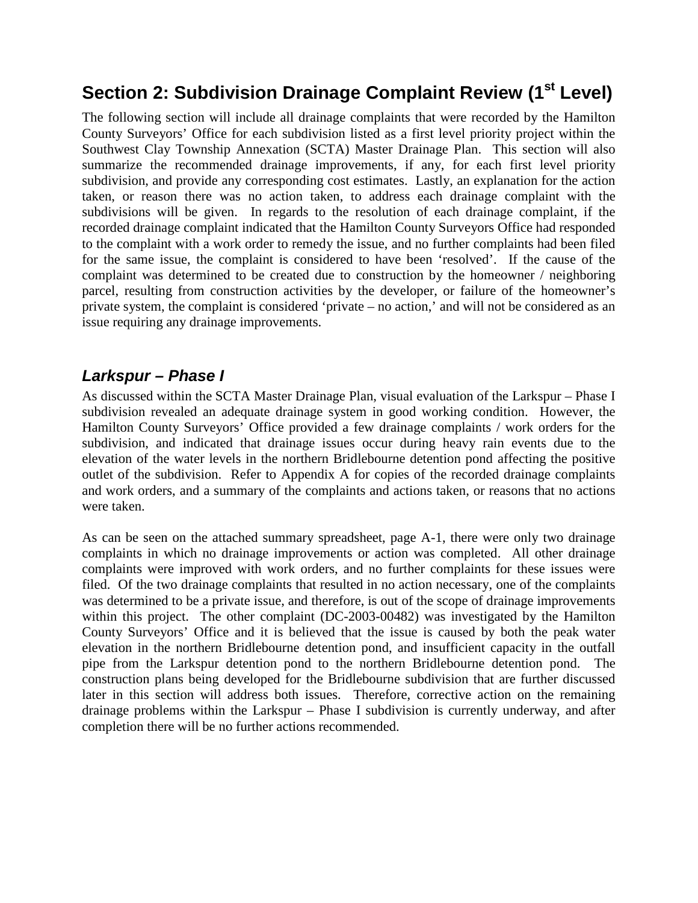## Section 2: Subdivision Drainage Complaint Review (1st Level)

The following section will include all drainage complaints that were recorded by the Hamilton County Surveyors' Office for each subdivision listed as a first level priority project within the Southwest Clay Township Annexation (SCTA) Master Drainage Plan. This section will also summarize the recommended drainage improvements, if any, for each first level priority subdivision, and provide any corresponding cost estimates. Lastly, an explanation for the action taken, or reason there was no action taken, to address each drainage complaint with the subdivisions will be given. In regards to the resolution of each drainage complaint, if the recorded drainage complaint indicated that the Hamilton County Surveyors Office had responded to the complaint with a work order to remedy the issue, and no further complaints had been filed for the same issue, the complaint is considered to have been 'resolved'. If the cause of the complaint was determined to be created due to construction by the homeowner / neighboring parcel, resulting from construction activities by the developer, or failure of the homeowner's private system, the complaint is considered 'private – no action,' and will not be considered as an issue requiring any drainage improvements.

### *Larkspur – Phase I*

As discussed within the SCTA Master Drainage Plan, visual evaluation of the Larkspur – Phase I subdivision revealed an adequate drainage system in good working condition. However, the Hamilton County Surveyors' Office provided a few drainage complaints / work orders for the subdivision, and indicated that drainage issues occur during heavy rain events due to the elevation of the water levels in the northern Bridlebourne detention pond affecting the positive outlet of the subdivision. Refer to Appendix A for copies of the recorded drainage complaints and work orders, and a summary of the complaints and actions taken, or reasons that no actions were taken.

As can be seen on the attached summary spreadsheet, page A-1, there were only two drainage complaints in which no drainage improvements or action was completed. All other drainage complaints were improved with work orders, and no further complaints for these issues were filed. Of the two drainage complaints that resulted in no action necessary, one of the complaints was determined to be a private issue, and therefore, is out of the scope of drainage improvements within this project. The other complaint (DC-2003-00482) was investigated by the Hamilton County Surveyors' Office and it is believed that the issue is caused by both the peak water elevation in the northern Bridlebourne detention pond, and insufficient capacity in the outfall pipe from the Larkspur detention pond to the northern Bridlebourne detention pond. The construction plans being developed for the Bridlebourne subdivision that are further discussed later in this section will address both issues. Therefore, corrective action on the remaining drainage problems within the Larkspur – Phase I subdivision is currently underway, and after completion there will be no further actions recommended.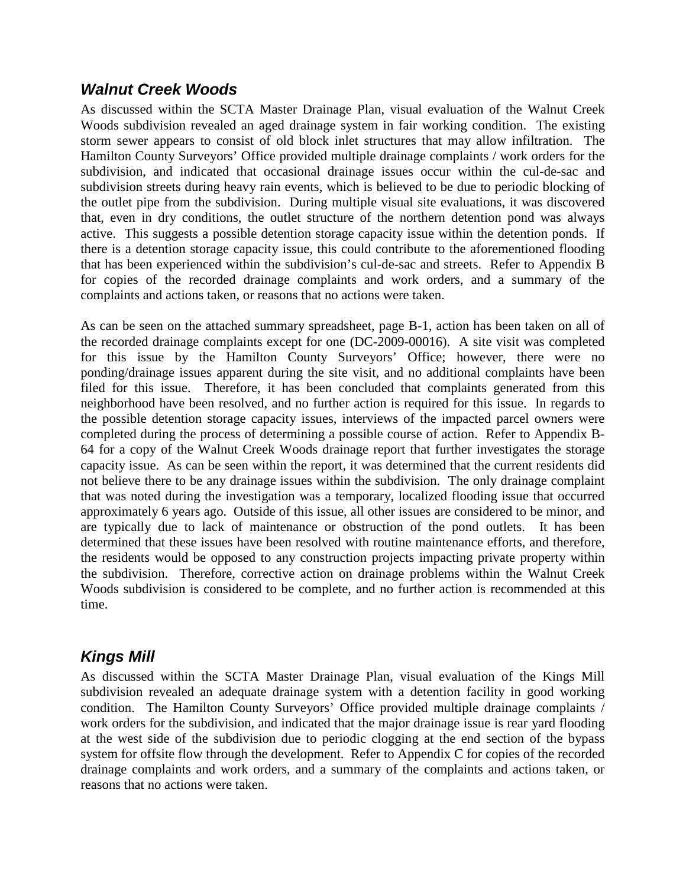## *Walnut Creek Woods*

As discussed within the SCTA Master Drainage Plan, visual evaluation of the Walnut Creek Woods subdivision revealed an aged drainage system in fair working condition. The existing storm sewer appears to consist of old block inlet structures that may allow infiltration. The Hamilton County Surveyors' Office provided multiple drainage complaints / work orders for the subdivision, and indicated that occasional drainage issues occur within the cul-de-sac and subdivision streets during heavy rain events, which is believed to be due to periodic blocking of the outlet pipe from the subdivision. During multiple visual site evaluations, it was discovered that, even in dry conditions, the outlet structure of the northern detention pond was always active. This suggests a possible detention storage capacity issue within the detention ponds. If there is a detention storage capacity issue, this could contribute to the aforementioned flooding that has been experienced within the subdivision's cul-de-sac and streets. Refer to Appendix B for copies of the recorded drainage complaints and work orders, and a summary of the complaints and actions taken, or reasons that no actions were taken.

As can be seen on the attached summary spreadsheet, page B-1, action has been taken on all of the recorded drainage complaints except for one (DC-2009-00016). A site visit was completed for this issue by the Hamilton County Surveyors' Office; however, there were no ponding/drainage issues apparent during the site visit, and no additional complaints have been filed for this issue. Therefore, it has been concluded that complaints generated from this neighborhood have been resolved, and no further action is required for this issue. In regards to the possible detention storage capacity issues, interviews of the impacted parcel owners were completed during the process of determining a possible course of action. Refer to Appendix B-64 for a copy of the Walnut Creek Woods drainage report that further investigates the storage capacity issue. As can be seen within the report, it was determined that the current residents did not believe there to be any drainage issues within the subdivision. The only drainage complaint that was noted during the investigation was a temporary, localized flooding issue that occurred approximately 6 years ago. Outside of this issue, all other issues are considered to be minor, and are typically due to lack of maintenance or obstruction of the pond outlets. It has been determined that these issues have been resolved with routine maintenance efforts, and therefore, the residents would be opposed to any construction projects impacting private property within the subdivision. Therefore, corrective action on drainage problems within the Walnut Creek Woods subdivision is considered to be complete, and no further action is recommended at this time.

## *Kings Mill*

As discussed within the SCTA Master Drainage Plan, visual evaluation of the Kings Mill subdivision revealed an adequate drainage system with a detention facility in good working condition. The Hamilton County Surveyors' Office provided multiple drainage complaints / work orders for the subdivision, and indicated that the major drainage issue is rear yard flooding at the west side of the subdivision due to periodic clogging at the end section of the bypass system for offsite flow through the development. Refer to Appendix C for copies of the recorded drainage complaints and work orders, and a summary of the complaints and actions taken, or reasons that no actions were taken.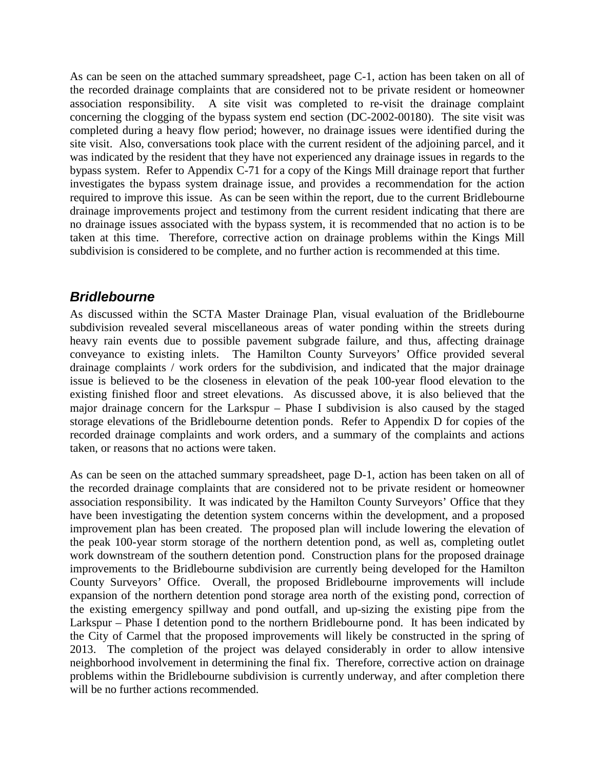As can be seen on the attached summary spreadsheet, page C-1, action has been taken on all of the recorded drainage complaints that are considered not to be private resident or homeowner association responsibility. A site visit was completed to re-visit the drainage complaint concerning the clogging of the bypass system end section (DC-2002-00180). The site visit was completed during a heavy flow period; however, no drainage issues were identified during the site visit. Also, conversations took place with the current resident of the adjoining parcel, and it was indicated by the resident that they have not experienced any drainage issues in regards to the bypass system. Refer to Appendix C-71 for a copy of the Kings Mill drainage report that further investigates the bypass system drainage issue, and provides a recommendation for the action required to improve this issue. As can be seen within the report, due to the current Bridlebourne drainage improvements project and testimony from the current resident indicating that there are no drainage issues associated with the bypass system, it is recommended that no action is to be taken at this time. Therefore, corrective action on drainage problems within the Kings Mill subdivision is considered to be complete, and no further action is recommended at this time.

## *Bridlebourne*

As discussed within the SCTA Master Drainage Plan, visual evaluation of the Bridlebourne subdivision revealed several miscellaneous areas of water ponding within the streets during heavy rain events due to possible pavement subgrade failure, and thus, affecting drainage conveyance to existing inlets. The Hamilton County Surveyors' Office provided several drainage complaints / work orders for the subdivision, and indicated that the major drainage issue is believed to be the closeness in elevation of the peak 100-year flood elevation to the existing finished floor and street elevations. As discussed above, it is also believed that the major drainage concern for the Larkspur – Phase I subdivision is also caused by the staged storage elevations of the Bridlebourne detention ponds. Refer to Appendix D for copies of the recorded drainage complaints and work orders, and a summary of the complaints and actions taken, or reasons that no actions were taken.

As can be seen on the attached summary spreadsheet, page D-1, action has been taken on all of the recorded drainage complaints that are considered not to be private resident or homeowner association responsibility. It was indicated by the Hamilton County Surveyors' Office that they have been investigating the detention system concerns within the development, and a proposed improvement plan has been created. The proposed plan will include lowering the elevation of the peak 100-year storm storage of the northern detention pond, as well as, completing outlet work downstream of the southern detention pond. Construction plans for the proposed drainage improvements to the Bridlebourne subdivision are currently being developed for the Hamilton County Surveyors' Office. Overall, the proposed Bridlebourne improvements will include expansion of the northern detention pond storage area north of the existing pond, correction of the existing emergency spillway and pond outfall, and up-sizing the existing pipe from the Larkspur – Phase I detention pond to the northern Bridlebourne pond. It has been indicated by the City of Carmel that the proposed improvements will likely be constructed in the spring of 2013. The completion of the project was delayed considerably in order to allow intensive neighborhood involvement in determining the final fix. Therefore, corrective action on drainage problems within the Bridlebourne subdivision is currently underway, and after completion there will be no further actions recommended.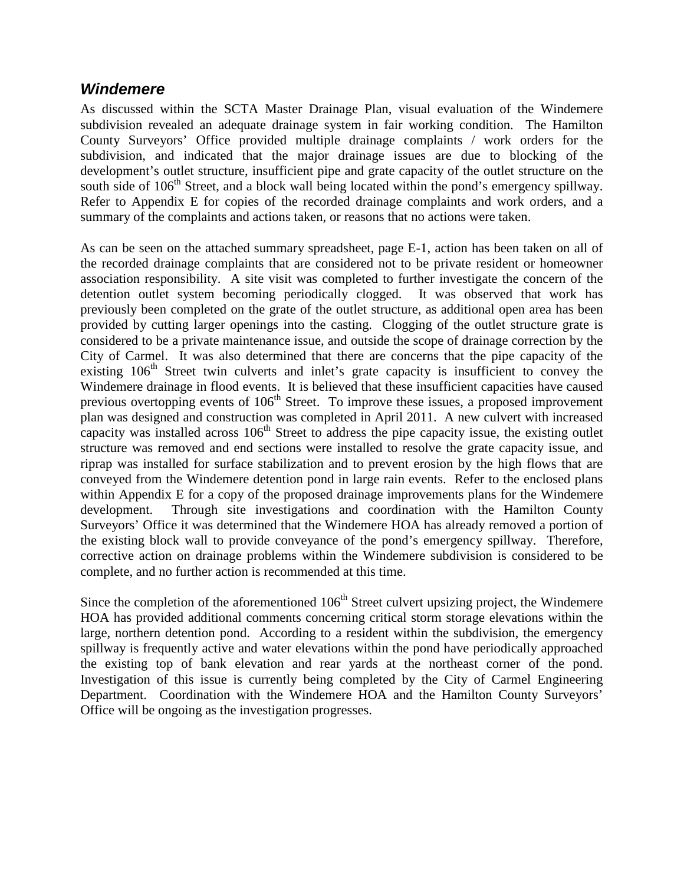## ***Windemere***

As discussed within the SCTA Master Drainage Plan, visual evaluation of the Windemere subdivision revealed an adequate drainage system in fair working condition. The Hamilton County Surveyors' Office provided multiple drainage complaints / work orders for the subdivision, and indicated that the major drainage issues are due to blocking of the development's outlet structure, insufficient pipe and grate capacity of the outlet structure on the south side of 106th Street, and a block wall being located within the pond's emergency spillway. Refer to Appendix E for copies of the recorded drainage complaints and work orders, and a summary of the complaints and actions taken, or reasons that no actions were taken.

As can be seen on the attached summary spreadsheet, page E-1, action has been taken on all of the recorded drainage complaints that are considered not to be private resident or homeowner association responsibility. A site visit was completed to further investigate the concern of the detention outlet system becoming periodically clogged. It was observed that work has previously been completed on the grate of the outlet structure, as additional open area has been provided by cutting larger openings into the casting. Clogging of the outlet structure grate is considered to be a private maintenance issue, and outside the scope of drainage correction by the City of Carmel. It was also determined that there are concerns that the pipe capacity of the existing 106th Street twin culverts and inlet's grate capacity is insufficient to convey the Windemere drainage in flood events. It is believed that these insufficient capacities have caused previous overtopping events of 106th Street. To improve these issues, a proposed improvement plan was designed and construction was completed in April 2011. A new culvert with increased capacity was installed across 106th Street to address the pipe capacity issue, the existing outlet structure was removed and end sections were installed to resolve the grate capacity issue, and riprap was installed for surface stabilization and to prevent erosion by the high flows that are conveyed from the Windemere detention pond in large rain events. Refer to the enclosed plans within Appendix E for a copy of the proposed drainage improvements plans for the Windemere development. Through site investigations and coordination with the Hamilton County Surveyors' Office it was determined that the Windemere HOA has already removed a portion of the existing block wall to provide conveyance of the pond's emergency spillway. Therefore, corrective action on drainage problems within the Windemere subdivision is considered to be complete, and no further action is recommended at this time.

Since the completion of the aforementioned 106th Street culvert upsizing project, the Windemere HOA has provided additional comments concerning critical storm storage elevations within the large, northern detention pond. According to a resident within the subdivision, the emergency spillway is frequently active and water elevations within the pond have periodically approached the existing top of bank elevation and rear yards at the northeast corner of the pond. Investigation of this issue is currently being completed by the City of Carmel Engineering Department. Coordination with the Windemere HOA and the Hamilton County Surveyors' Office will be ongoing as the investigation progresses.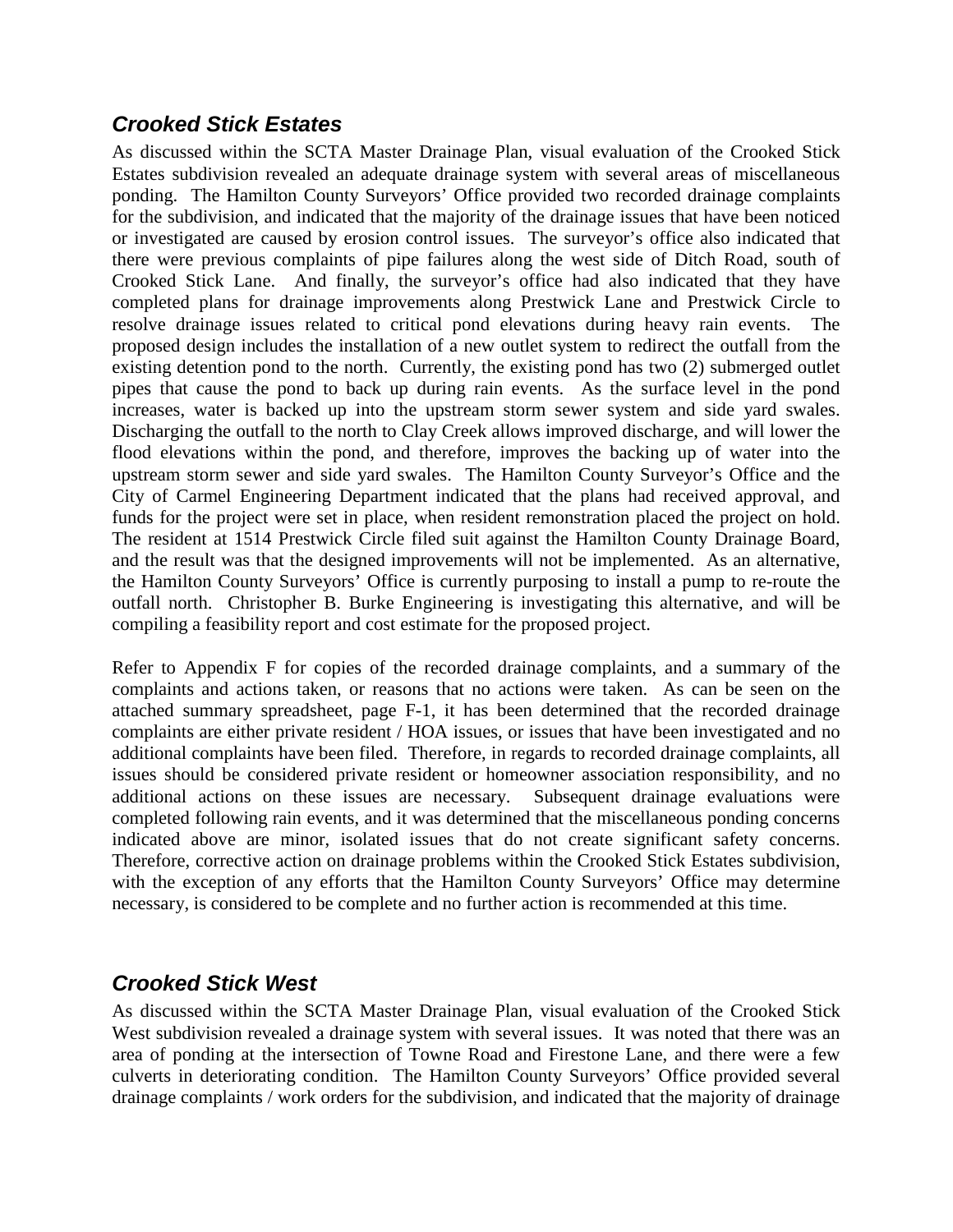## *Crooked Stick Estates*

As discussed within the SCTA Master Drainage Plan, visual evaluation of the Crooked Stick Estates subdivision revealed an adequate drainage system with several areas of miscellaneous ponding. The Hamilton County Surveyors' Office provided two recorded drainage complaints for the subdivision, and indicated that the majority of the drainage issues that have been noticed or investigated are caused by erosion control issues. The surveyor's office also indicated that there were previous complaints of pipe failures along the west side of Ditch Road, south of Crooked Stick Lane. And finally, the surveyor's office had also indicated that they have completed plans for drainage improvements along Prestwick Lane and Prestwick Circle to resolve drainage issues related to critical pond elevations during heavy rain events. The proposed design includes the installation of a new outlet system to redirect the outfall from the existing detention pond to the north. Currently, the existing pond has two (2) submerged outlet pipes that cause the pond to back up during rain events. As the surface level in the pond increases, water is backed up into the upstream storm sewer system and side yard swales. Discharging the outfall to the north to Clay Creek allows improved discharge, and will lower the flood elevations within the pond, and therefore, improves the backing up of water into the upstream storm sewer and side yard swales. The Hamilton County Surveyor's Office and the City of Carmel Engineering Department indicated that the plans had received approval, and funds for the project were set in place, when resident remonstration placed the project on hold. The resident at 1514 Prestwick Circle filed suit against the Hamilton County Drainage Board, and the result was that the designed improvements will not be implemented. As an alternative, the Hamilton County Surveyors' Office is currently purposing to install a pump to re-route the outfall north. Christopher B. Burke Engineering is investigating this alternative, and will be compiling a feasibility report and cost estimate for the proposed project.

Refer to Appendix F for copies of the recorded drainage complaints, and a summary of the complaints and actions taken, or reasons that no actions were taken. As can be seen on the attached summary spreadsheet, page F-1, it has been determined that the recorded drainage complaints are either private resident / HOA issues, or issues that have been investigated and no additional complaints have been filed. Therefore, in regards to recorded drainage complaints, all issues should be considered private resident or homeowner association responsibility, and no additional actions on these issues are necessary. Subsequent drainage evaluations were completed following rain events, and it was determined that the miscellaneous ponding concerns indicated above are minor, isolated issues that do not create significant safety concerns. Therefore, corrective action on drainage problems within the Crooked Stick Estates subdivision, with the exception of any efforts that the Hamilton County Surveyors' Office may determine necessary, is considered to be complete and no further action is recommended at this time.

## *Crooked Stick West*

As discussed within the SCTA Master Drainage Plan, visual evaluation of the Crooked Stick West subdivision revealed a drainage system with several issues. It was noted that there was an area of ponding at the intersection of Towne Road and Firestone Lane, and there were a few culverts in deteriorating condition. The Hamilton County Surveyors' Office provided several drainage complaints / work orders for the subdivision, and indicated that the majority of drainage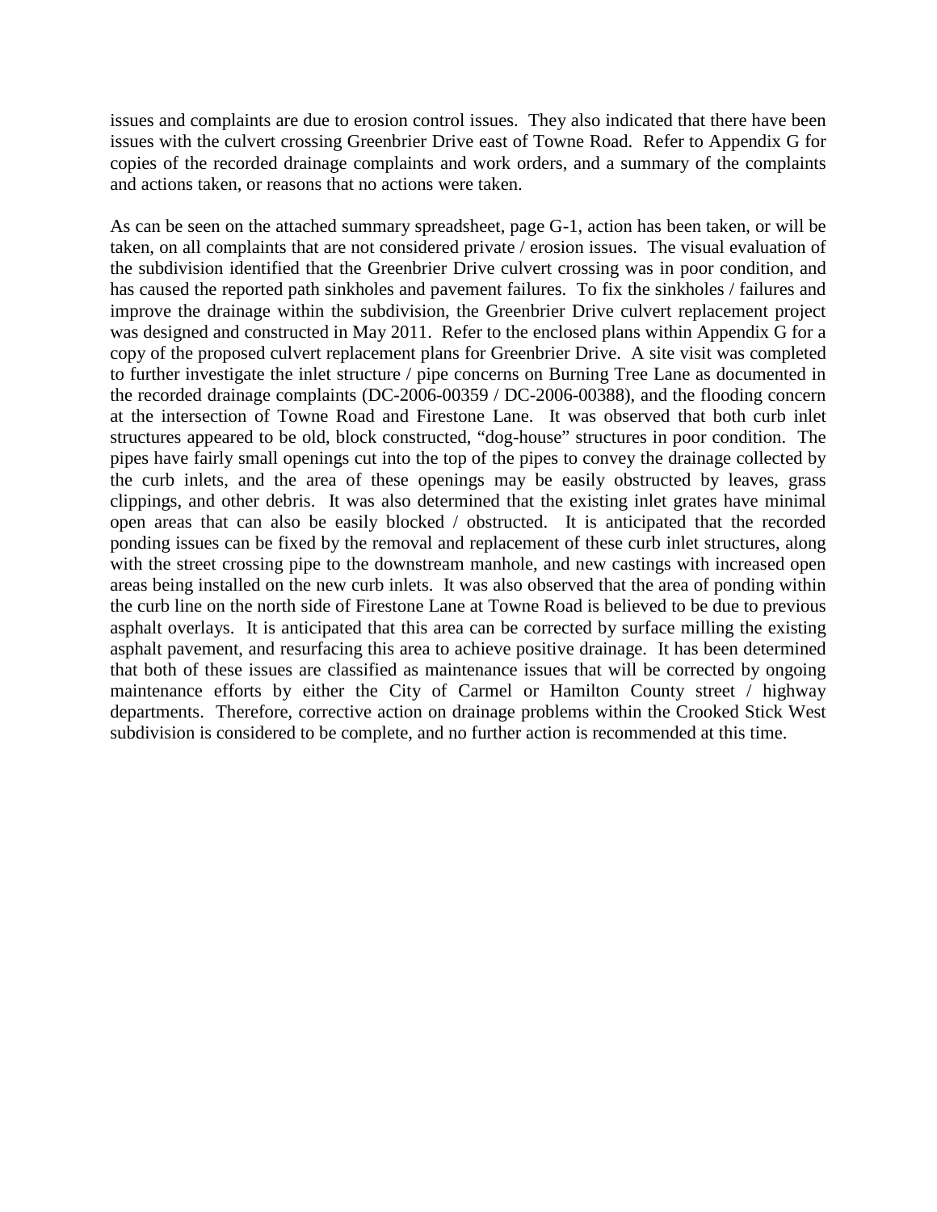issues and complaints are due to erosion control issues. They also indicated that there have been issues with the culvert crossing Greenbrier Drive east of Towne Road. Refer to Appendix G for copies of the recorded drainage complaints and work orders, and a summary of the complaints and actions taken, or reasons that no actions were taken.

As can be seen on the attached summary spreadsheet, page G-1, action has been taken, or will be taken, on all complaints that are not considered private / erosion issues. The visual evaluation of the subdivision identified that the Greenbrier Drive culvert crossing was in poor condition, and has caused the reported path sinkholes and pavement failures. To fix the sinkholes / failures and improve the drainage within the subdivision, the Greenbrier Drive culvert replacement project was designed and constructed in May 2011. Refer to the enclosed plans within Appendix G for a copy of the proposed culvert replacement plans for Greenbrier Drive. A site visit was completed to further investigate the inlet structure / pipe concerns on Burning Tree Lane as documented in the recorded drainage complaints (DC-2006-00359 / DC-2006-00388), and the flooding concern at the intersection of Towne Road and Firestone Lane. It was observed that both curb inlet structures appeared to be old, block constructed, "dog-house" structures in poor condition. The pipes have fairly small openings cut into the top of the pipes to convey the drainage collected by the curb inlets, and the area of these openings may be easily obstructed by leaves, grass clippings, and other debris. It was also determined that the existing inlet grates have minimal open areas that can also be easily blocked / obstructed. It is anticipated that the recorded ponding issues can be fixed by the removal and replacement of these curb inlet structures, along with the street crossing pipe to the downstream manhole, and new castings with increased open areas being installed on the new curb inlets. It was also observed that the area of ponding within the curb line on the north side of Firestone Lane at Towne Road is believed to be due to previous asphalt overlays. It is anticipated that this area can be corrected by surface milling the existing asphalt pavement, and resurfacing this area to achieve positive drainage. It has been determined that both of these issues are classified as maintenance issues that will be corrected by ongoing maintenance efforts by either the City of Carmel or Hamilton County street / highway departments. Therefore, corrective action on drainage problems within the Crooked Stick West subdivision is considered to be complete, and no further action is recommended at this time.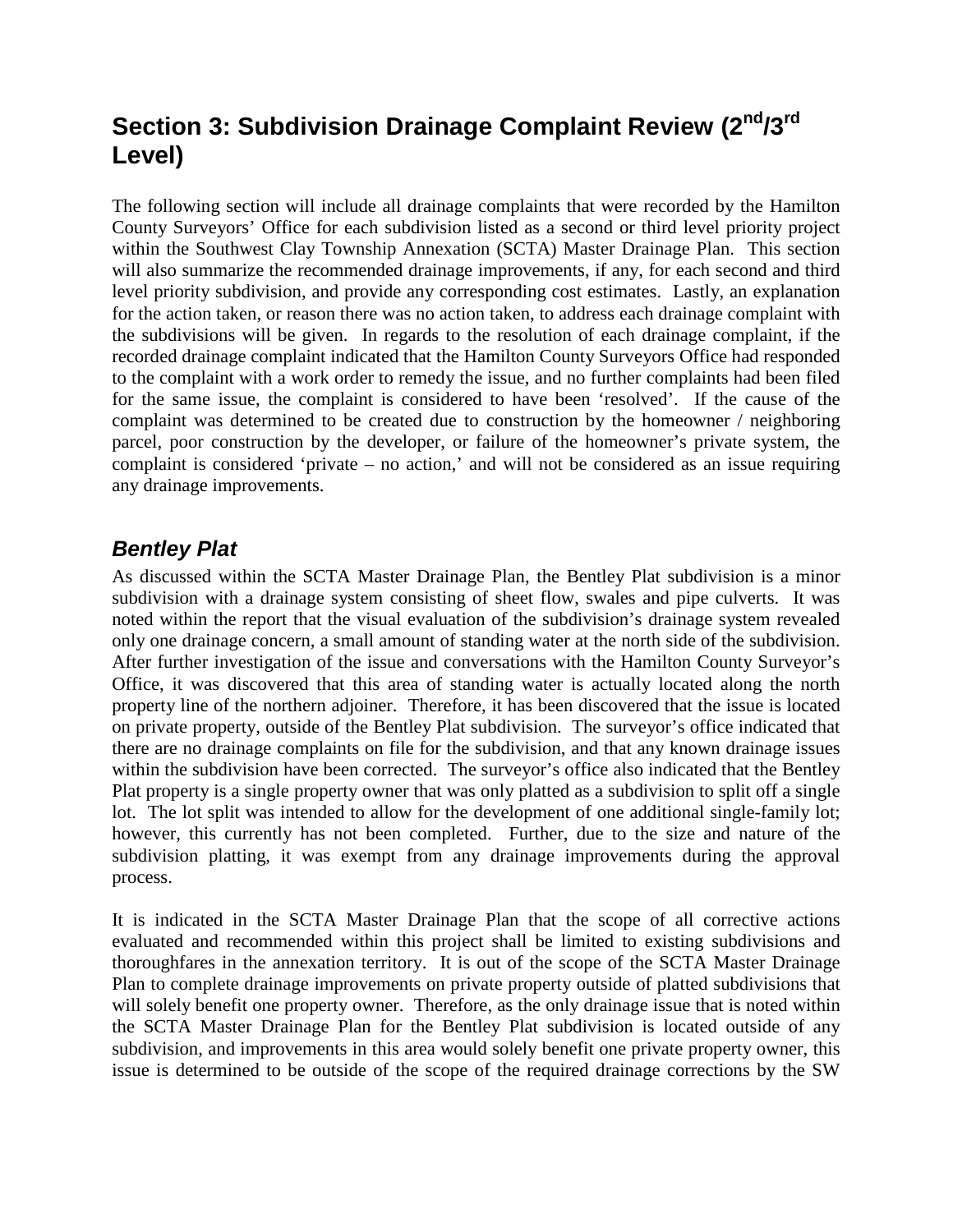## Section 3: Subdivision Drainage Complaint Review (2nd/3rd Level)

The following section will include all drainage complaints that were recorded by the Hamilton County Surveyors' Office for each subdivision listed as a second or third level priority project within the Southwest Clay Township Annexation (SCTA) Master Drainage Plan. This section will also summarize the recommended drainage improvements, if any, for each second and third level priority subdivision, and provide any corresponding cost estimates. Lastly, an explanation for the action taken, or reason there was no action taken, to address each drainage complaint with the subdivisions will be given. In regards to the resolution of each drainage complaint, if the recorded drainage complaint indicated that the Hamilton County Surveyors Office had responded to the complaint with a work order to remedy the issue, and no further complaints had been filed for the same issue, the complaint is considered to have been 'resolved'. If the cause of the complaint was determined to be created due to construction by the homeowner / neighboring parcel, poor construction by the developer, or failure of the homeowner's private system, the complaint is considered 'private – no action,' and will not be considered as an issue requiring any drainage improvements.

### *Bentley Plat*

As discussed within the SCTA Master Drainage Plan, the Bentley Plat subdivision is a minor subdivision with a drainage system consisting of sheet flow, swales and pipe culverts. It was noted within the report that the visual evaluation of the subdivision's drainage system revealed only one drainage concern, a small amount of standing water at the north side of the subdivision. After further investigation of the issue and conversations with the Hamilton County Surveyor's Office, it was discovered that this area of standing water is actually located along the north property line of the northern adjoiner. Therefore, it has been discovered that the issue is located on private property, outside of the Bentley Plat subdivision. The surveyor's office indicated that there are no drainage complaints on file for the subdivision, and that any known drainage issues within the subdivision have been corrected. The surveyor's office also indicated that the Bentley Plat property is a single property owner that was only platted as a subdivision to split off a single lot. The lot split was intended to allow for the development of one additional single-family lot; however, this currently has not been completed. Further, due to the size and nature of the subdivision platting, it was exempt from any drainage improvements during the approval process.

It is indicated in the SCTA Master Drainage Plan that the scope of all corrective actions evaluated and recommended within this project shall be limited to existing subdivisions and thoroughfares in the annexation territory. It is out of the scope of the SCTA Master Drainage Plan to complete drainage improvements on private property outside of platted subdivisions that will solely benefit one property owner. Therefore, as the only drainage issue that is noted within the SCTA Master Drainage Plan for the Bentley Plat subdivision is located outside of any subdivision, and improvements in this area would solely benefit one private property owner, this issue is determined to be outside of the scope of the required drainage corrections by the SW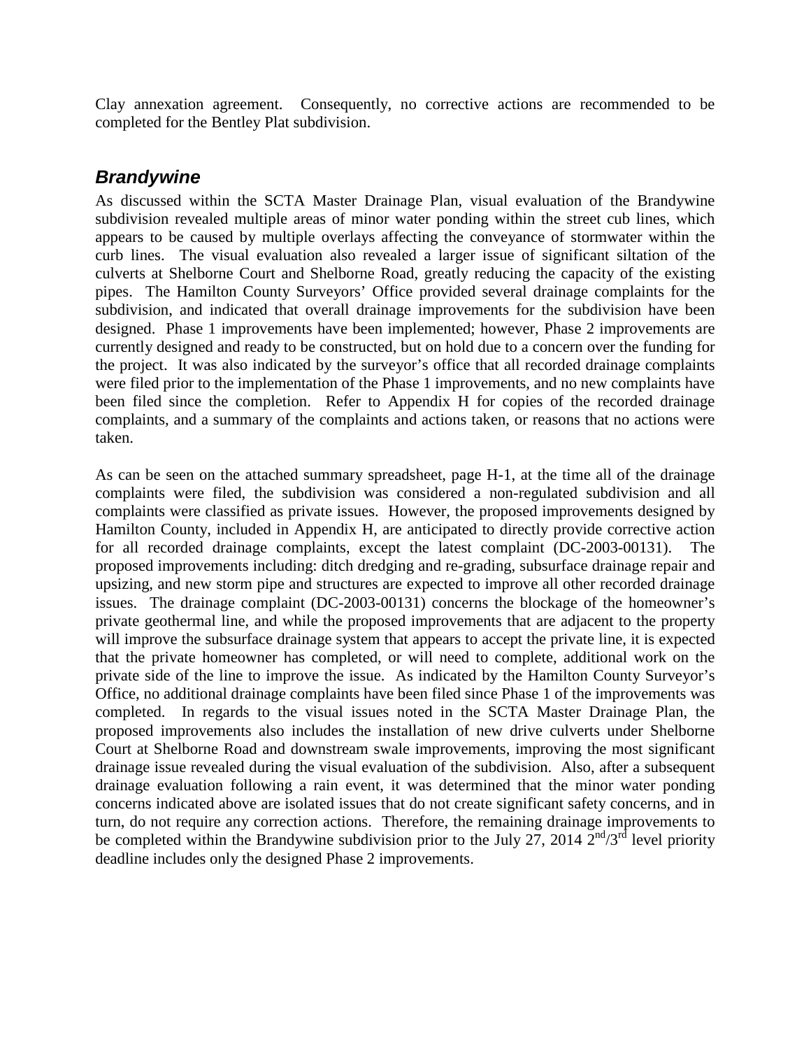Clay annexation agreement. Consequently, no corrective actions are recommended to be completed for the Bentley Plat subdivision.

### *Brandywine*

As discussed within the SCTA Master Drainage Plan, visual evaluation of the Brandywine subdivision revealed multiple areas of minor water ponding within the street cub lines, which appears to be caused by multiple overlays affecting the conveyance of stormwater within the curb lines. The visual evaluation also revealed a larger issue of significant siltation of the culverts at Shelborne Court and Shelborne Road, greatly reducing the capacity of the existing pipes. The Hamilton County Surveyors' Office provided several drainage complaints for the subdivision, and indicated that overall drainage improvements for the subdivision have been designed. Phase 1 improvements have been implemented; however, Phase 2 improvements are currently designed and ready to be constructed, but on hold due to a concern over the funding for the project. It was also indicated by the surveyor's office that all recorded drainage complaints were filed prior to the implementation of the Phase 1 improvements, and no new complaints have been filed since the completion. Refer to Appendix H for copies of the recorded drainage complaints, and a summary of the complaints and actions taken, or reasons that no actions were taken.

As can be seen on the attached summary spreadsheet, page H-1, at the time all of the drainage complaints were filed, the subdivision was considered a non-regulated subdivision and all complaints were classified as private issues. However, the proposed improvements designed by Hamilton County, included in Appendix H, are anticipated to directly provide corrective action for all recorded drainage complaints, except the latest complaint (DC-2003-00131). The proposed improvements including: ditch dredging and re-grading, subsurface drainage repair and upsizing, and new storm pipe and structures are expected to improve all other recorded drainage issues. The drainage complaint (DC-2003-00131) concerns the blockage of the homeowner's private geothermal line, and while the proposed improvements that are adjacent to the property will improve the subsurface drainage system that appears to accept the private line, it is expected that the private homeowner has completed, or will need to complete, additional work on the private side of the line to improve the issue. As indicated by the Hamilton County Surveyor's Office, no additional drainage complaints have been filed since Phase 1 of the improvements was completed. In regards to the visual issues noted in the SCTA Master Drainage Plan, the proposed improvements also includes the installation of new drive culverts under Shelborne Court at Shelborne Road and downstream swale improvements, improving the most significant drainage issue revealed during the visual evaluation of the subdivision. Also, after a subsequent drainage evaluation following a rain event, it was determined that the minor water ponding concerns indicated above are isolated issues that do not create significant safety concerns, and in turn, do not require any correction actions. Therefore, the remaining drainage improvements to be completed within the Brandywine subdivision prior to the July 27, 2014 2nd/3rd level priority deadline includes only the designed Phase 2 improvements.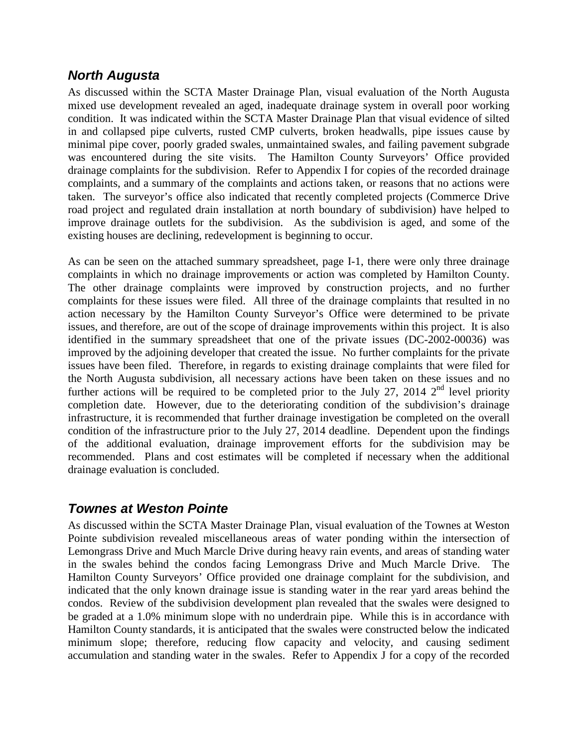## ***North Augusta***

As discussed within the SCTA Master Drainage Plan, visual evaluation of the North Augusta mixed use development revealed an aged, inadequate drainage system in overall poor working condition. It was indicated within the SCTA Master Drainage Plan that visual evidence of silted in and collapsed pipe culverts, rusted CMP culverts, broken headwalls, pipe issues cause by minimal pipe cover, poorly graded swales, unmaintained swales, and failing pavement subgrade was encountered during the site visits. The Hamilton County Surveyors' Office provided drainage complaints for the subdivision. Refer to Appendix I for copies of the recorded drainage complaints, and a summary of the complaints and actions taken, or reasons that no actions were taken. The surveyor's office also indicated that recently completed projects (Commerce Drive road project and regulated drain installation at north boundary of subdivision) have helped to improve drainage outlets for the subdivision. As the subdivision is aged, and some of the existing houses are declining, redevelopment is beginning to occur.

As can be seen on the attached summary spreadsheet, page I-1, there were only three drainage complaints in which no drainage improvements or action was completed by Hamilton County. The other drainage complaints were improved by construction projects, and no further complaints for these issues were filed. All three of the drainage complaints that resulted in no action necessary by the Hamilton County Surveyor's Office were determined to be private issues, and therefore, are out of the scope of drainage improvements within this project. It is also identified in the summary spreadsheet that one of the private issues (DC-2002-00036) was improved by the adjoining developer that created the issue. No further complaints for the private issues have been filed. Therefore, in regards to existing drainage complaints that were filed for the North Augusta subdivision, all necessary actions have been taken on these issues and no further actions will be required to be completed prior to the July 27, 2014 2nd level priority completion date. However, due to the deteriorating condition of the subdivision's drainage infrastructure, it is recommended that further drainage investigation be completed on the overall condition of the infrastructure prior to the July 27, 2014 deadline. Dependent upon the findings of the additional evaluation, drainage improvement efforts for the subdivision may be recommended. Plans and cost estimates will be completed if necessary when the additional drainage evaluation is concluded.

## ***Townes at Weston Pointe***

As discussed within the SCTA Master Drainage Plan, visual evaluation of the Townes at Weston Pointe subdivision revealed miscellaneous areas of water ponding within the intersection of Lemongrass Drive and Much Marcle Drive during heavy rain events, and areas of standing water in the swales behind the condos facing Lemongrass Drive and Much Marcle Drive. The Hamilton County Surveyors' Office provided one drainage complaint for the subdivision, and indicated that the only known drainage issue is standing water in the rear yard areas behind the condos. Review of the subdivision development plan revealed that the swales were designed to be graded at a 1.0% minimum slope with no underdrain pipe. While this is in accordance with Hamilton County standards, it is anticipated that the swales were constructed below the indicated minimum slope; therefore, reducing flow capacity and velocity, and causing sediment accumulation and standing water in the swales. Refer to Appendix J for a copy of the recorded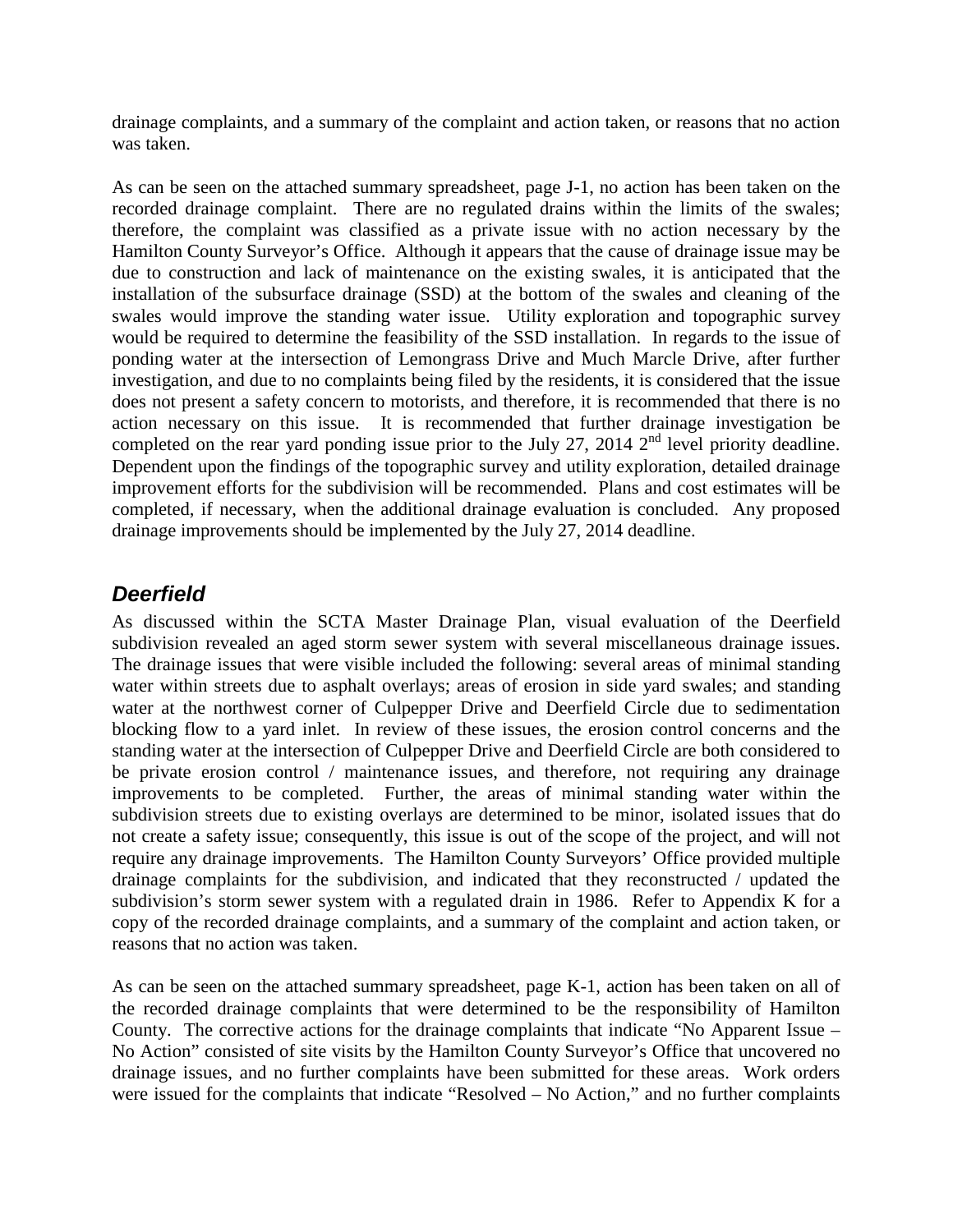drainage complaints, and a summary of the complaint and action taken, or reasons that no action was taken.

As can be seen on the attached summary spreadsheet, page J-1, no action has been taken on the recorded drainage complaint. There are no regulated drains within the limits of the swales; therefore, the complaint was classified as a private issue with no action necessary by the Hamilton County Surveyor's Office. Although it appears that the cause of drainage issue may be due to construction and lack of maintenance on the existing swales, it is anticipated that the installation of the subsurface drainage (SSD) at the bottom of the swales and cleaning of the swales would improve the standing water issue. Utility exploration and topographic survey would be required to determine the feasibility of the SSD installation. In regards to the issue of ponding water at the intersection of Lemongrass Drive and Much Marcle Drive, after further investigation, and due to no complaints being filed by the residents, it is considered that the issue does not present a safety concern to motorists, and therefore, it is recommended that there is no action necessary on this issue. It is recommended that further drainage investigation be completed on the rear yard ponding issue prior to the July 27, 2014 2nd level priority deadline. Dependent upon the findings of the topographic survey and utility exploration, detailed drainage improvement efforts for the subdivision will be recommended. Plans and cost estimates will be completed, if necessary, when the additional drainage evaluation is concluded. Any proposed drainage improvements should be implemented by the July 27, 2014 deadline.

## *Deerfield*

As discussed within the SCTA Master Drainage Plan, visual evaluation of the Deerfield subdivision revealed an aged storm sewer system with several miscellaneous drainage issues. The drainage issues that were visible included the following: several areas of minimal standing water within streets due to asphalt overlays; areas of erosion in side yard swales; and standing water at the northwest corner of Culpepper Drive and Deerfield Circle due to sedimentation blocking flow to a yard inlet. In review of these issues, the erosion control concerns and the standing water at the intersection of Culpepper Drive and Deerfield Circle are both considered to be private erosion control / maintenance issues, and therefore, not requiring any drainage improvements to be completed. Further, the areas of minimal standing water within the subdivision streets due to existing overlays are determined to be minor, isolated issues that do not create a safety issue; consequently, this issue is out of the scope of the project, and will not require any drainage improvements. The Hamilton County Surveyors' Office provided multiple drainage complaints for the subdivision, and indicated that they reconstructed / updated the subdivision's storm sewer system with a regulated drain in 1986. Refer to Appendix K for a copy of the recorded drainage complaints, and a summary of the complaint and action taken, or reasons that no action was taken.

As can be seen on the attached summary spreadsheet, page K-1, action has been taken on all of the recorded drainage complaints that were determined to be the responsibility of Hamilton County. The corrective actions for the drainage complaints that indicate "No Apparent Issue – No Action" consisted of site visits by the Hamilton County Surveyor's Office that uncovered no drainage issues, and no further complaints have been submitted for these areas. Work orders were issued for the complaints that indicate "Resolved – No Action," and no further complaints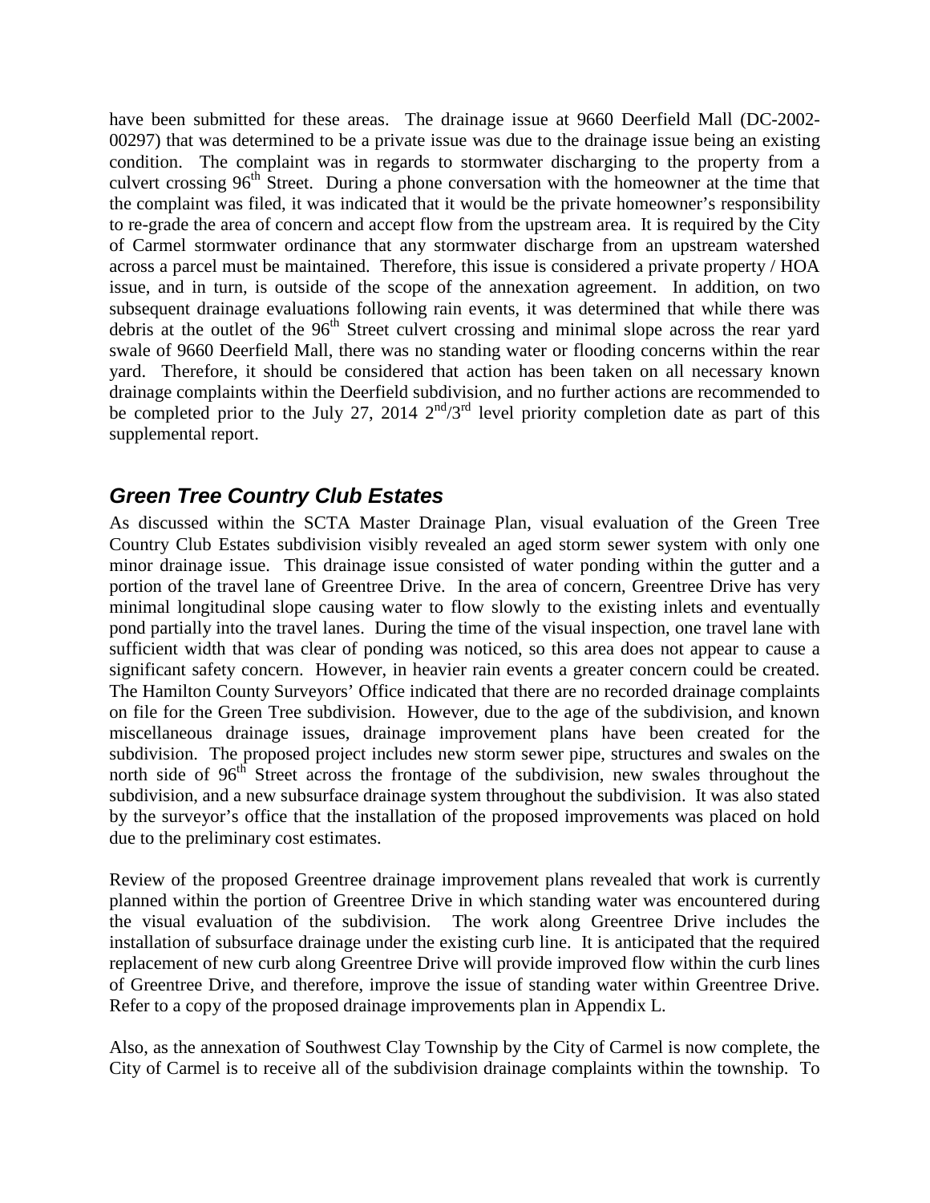have been submitted for these areas. The drainage issue at 9660 Deerfield Mall (DC-2002-00297) that was determined to be a private issue was due to the drainage issue being an existing condition. The complaint was in regards to stormwater discharging to the property from a culvert crossing 96$^{th}$ Street. During a phone conversation with the homeowner at the time that the complaint was filed, it was indicated that it would be the private homeowner's responsibility to re-grade the area of concern and accept flow from the upstream area. It is required by the City of Carmel stormwater ordinance that any stormwater discharge from an upstream watershed across a parcel must be maintained. Therefore, this issue is considered a private property / HOA issue, and in turn, is outside of the scope of the annexation agreement. In addition, on two subsequent drainage evaluations following rain events, it was determined that while there was debris at the outlet of the 96$^{th}$ Street culvert crossing and minimal slope across the rear yard swale of 9660 Deerfield Mall, there was no standing water or flooding concerns within the rear yard. Therefore, it should be considered that action has been taken on all necessary known drainage complaints within the Deerfield subdivision, and no further actions are recommended to be completed prior to the July 27, 2014 2$^{nd}$/3$^{rd}$ level priority completion date as part of this supplemental report.

## *Green Tree Country Club Estates*

As discussed within the SCTA Master Drainage Plan, visual evaluation of the Green Tree Country Club Estates subdivision visibly revealed an aged storm sewer system with only one minor drainage issue. This drainage issue consisted of water ponding within the gutter and a portion of the travel lane of Greentree Drive. In the area of concern, Greentree Drive has very minimal longitudinal slope causing water to flow slowly to the existing inlets and eventually pond partially into the travel lanes. During the time of the visual inspection, one travel lane with sufficient width that was clear of ponding was noticed, so this area does not appear to cause a significant safety concern. However, in heavier rain events a greater concern could be created. The Hamilton County Surveyors' Office indicated that there are no recorded drainage complaints on file for the Green Tree subdivision. However, due to the age of the subdivision, and known miscellaneous drainage issues, drainage improvement plans have been created for the subdivision. The proposed project includes new storm sewer pipe, structures and swales on the north side of 96$^{th}$ Street across the frontage of the subdivision, new swales throughout the subdivision, and a new subsurface drainage system throughout the subdivision. It was also stated by the surveyor's office that the installation of the proposed improvements was placed on hold due to the preliminary cost estimates.

Review of the proposed Greentree drainage improvement plans revealed that work is currently planned within the portion of Greentree Drive in which standing water was encountered during the visual evaluation of the subdivision. The work along Greentree Drive includes the installation of subsurface drainage under the existing curb line. It is anticipated that the required replacement of new curb along Greentree Drive will provide improved flow within the curb lines of Greentree Drive, and therefore, improve the issue of standing water within Greentree Drive. Refer to a copy of the proposed drainage improvements plan in Appendix L.

Also, as the annexation of Southwest Clay Township by the City of Carmel is now complete, the City of Carmel is to receive all of the subdivision drainage complaints within the township. To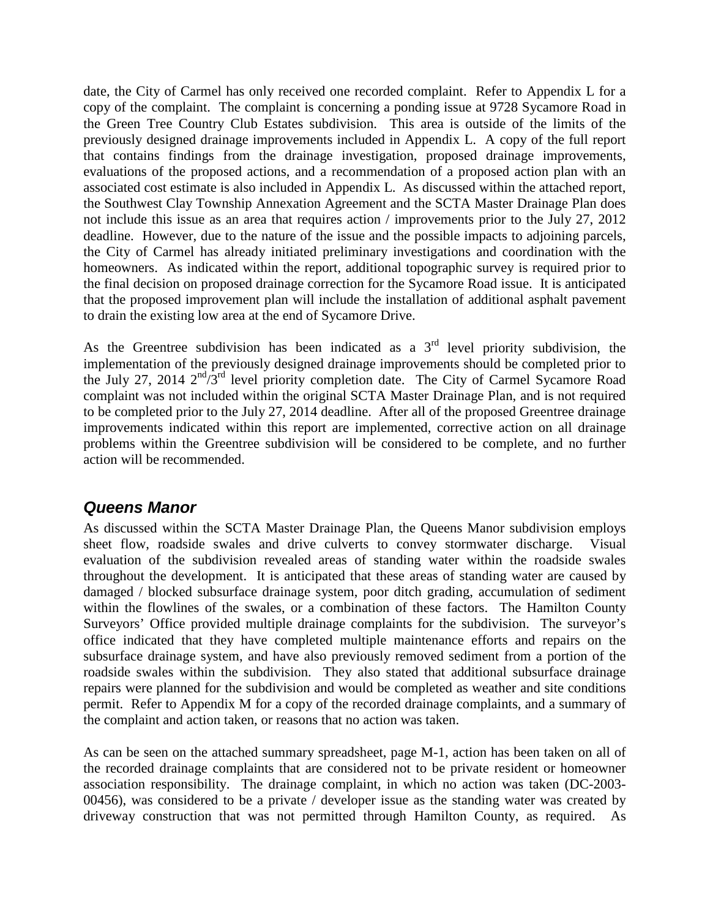date, the City of Carmel has only received one recorded complaint. Refer to Appendix L for a copy of the complaint. The complaint is concerning a ponding issue at 9728 Sycamore Road in the Green Tree Country Club Estates subdivision. This area is outside of the limits of the previously designed drainage improvements included in Appendix L. A copy of the full report that contains findings from the drainage investigation, proposed drainage improvements, evaluations of the proposed actions, and a recommendation of a proposed action plan with an associated cost estimate is also included in Appendix L. As discussed within the attached report, the Southwest Clay Township Annexation Agreement and the SCTA Master Drainage Plan does not include this issue as an area that requires action / improvements prior to the July 27, 2012 deadline. However, due to the nature of the issue and the possible impacts to adjoining parcels, the City of Carmel has already initiated preliminary investigations and coordination with the homeowners. As indicated within the report, additional topographic survey is required prior to the final decision on proposed drainage correction for the Sycamore Road issue. It is anticipated that the proposed improvement plan will include the installation of additional asphalt pavement to drain the existing low area at the end of Sycamore Drive.

As the Greentree subdivision has been indicated as a 3rd level priority subdivision, the implementation of the previously designed drainage improvements should be completed prior to the July 27, 2014 2nd/3rd level priority completion date. The City of Carmel Sycamore Road complaint was not included within the original SCTA Master Drainage Plan, and is not required to be completed prior to the July 27, 2014 deadline. After all of the proposed Greentree drainage improvements indicated within this report are implemented, corrective action on all drainage problems within the Greentree subdivision will be considered to be complete, and no further action will be recommended.

## *Queens Manor*

As discussed within the SCTA Master Drainage Plan, the Queens Manor subdivision employs sheet flow, roadside swales and drive culverts to convey stormwater discharge. Visual evaluation of the subdivision revealed areas of standing water within the roadside swales throughout the development. It is anticipated that these areas of standing water are caused by damaged / blocked subsurface drainage system, poor ditch grading, accumulation of sediment within the flowlines of the swales, or a combination of these factors. The Hamilton County Surveyors' Office provided multiple drainage complaints for the subdivision. The surveyor's office indicated that they have completed multiple maintenance efforts and repairs on the subsurface drainage system, and have also previously removed sediment from a portion of the roadside swales within the subdivision. They also stated that additional subsurface drainage repairs were planned for the subdivision and would be completed as weather and site conditions permit. Refer to Appendix M for a copy of the recorded drainage complaints, and a summary of the complaint and action taken, or reasons that no action was taken.

As can be seen on the attached summary spreadsheet, page M-1, action has been taken on all of the recorded drainage complaints that are considered not to be private resident or homeowner association responsibility. The drainage complaint, in which no action was taken (DC-2003-00456), was considered to be a private / developer issue as the standing water was created by driveway construction that was not permitted through Hamilton County, as required. As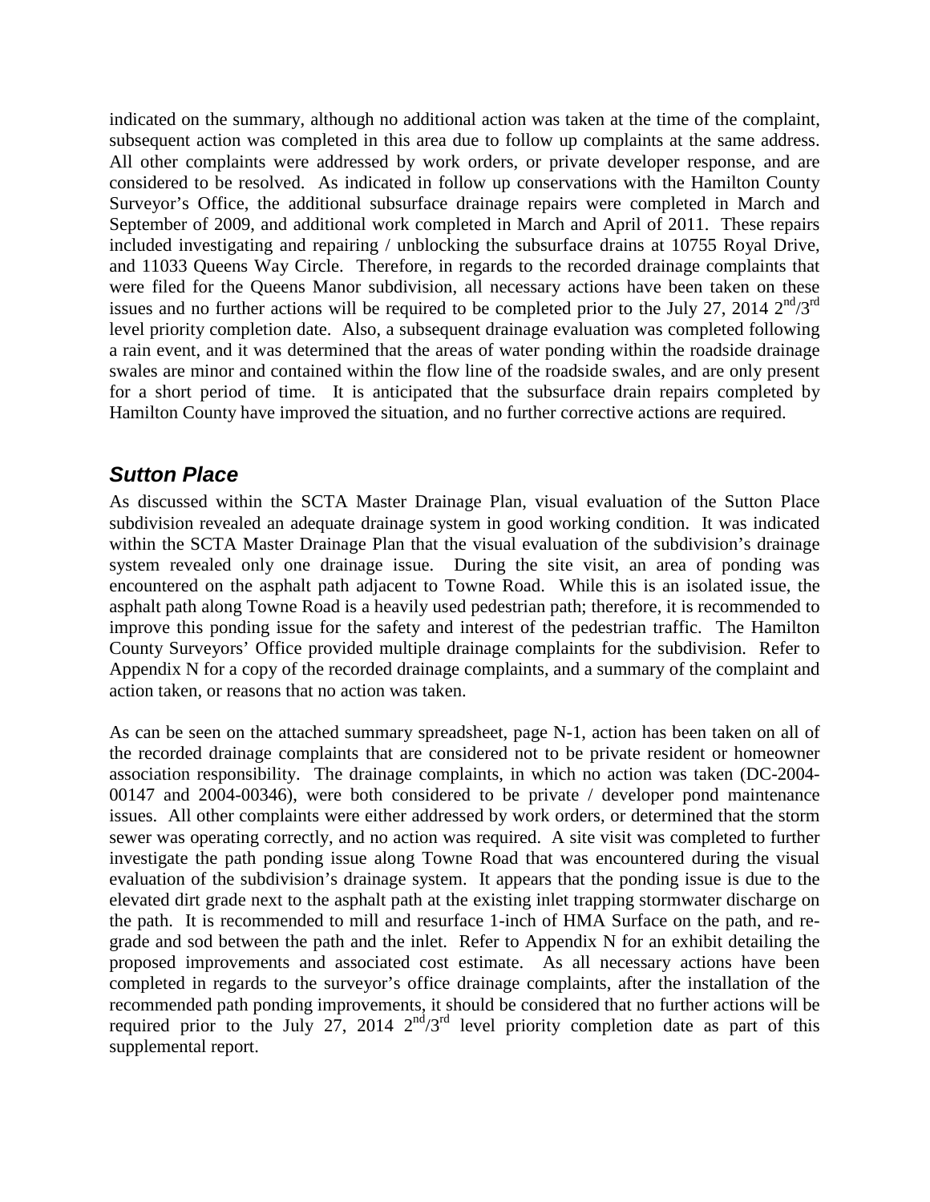indicated on the summary, although no additional action was taken at the time of the complaint, subsequent action was completed in this area due to follow up complaints at the same address. All other complaints were addressed by work orders, or private developer response, and are considered to be resolved. As indicated in follow up conservations with the Hamilton County Surveyor's Office, the additional subsurface drainage repairs were completed in March and September of 2009, and additional work completed in March and April of 2011. These repairs included investigating and repairing / unblocking the subsurface drains at 10755 Royal Drive, and 11033 Queens Way Circle. Therefore, in regards to the recorded drainage complaints that were filed for the Queens Manor subdivision, all necessary actions have been taken on these issues and no further actions will be required to be completed prior to the July 27, 2014 2nd/3rd level priority completion date. Also, a subsequent drainage evaluation was completed following a rain event, and it was determined that the areas of water ponding within the roadside drainage swales are minor and contained within the flow line of the roadside swales, and are only present for a short period of time. It is anticipated that the subsurface drain repairs completed by Hamilton County have improved the situation, and no further corrective actions are required.

## *Sutton Place*

As discussed within the SCTA Master Drainage Plan, visual evaluation of the Sutton Place subdivision revealed an adequate drainage system in good working condition. It was indicated within the SCTA Master Drainage Plan that the visual evaluation of the subdivision's drainage system revealed only one drainage issue. During the site visit, an area of ponding was encountered on the asphalt path adjacent to Towne Road. While this is an isolated issue, the asphalt path along Towne Road is a heavily used pedestrian path; therefore, it is recommended to improve this ponding issue for the safety and interest of the pedestrian traffic. The Hamilton County Surveyors' Office provided multiple drainage complaints for the subdivision. Refer to Appendix N for a copy of the recorded drainage complaints, and a summary of the complaint and action taken, or reasons that no action was taken.

As can be seen on the attached summary spreadsheet, page N-1, action has been taken on all of the recorded drainage complaints that are considered not to be private resident or homeowner association responsibility. The drainage complaints, in which no action was taken (DC-2004-00147 and 2004-00346), were both considered to be private / developer pond maintenance issues. All other complaints were either addressed by work orders, or determined that the storm sewer was operating correctly, and no action was required. A site visit was completed to further investigate the path ponding issue along Towne Road that was encountered during the visual evaluation of the subdivision's drainage system. It appears that the ponding issue is due to the elevated dirt grade next to the asphalt path at the existing inlet trapping stormwater discharge on the path. It is recommended to mill and resurface 1-inch of HMA Surface on the path, and re-grade and sod between the path and the inlet. Refer to Appendix N for an exhibit detailing the proposed improvements and associated cost estimate. As all necessary actions have been completed in regards to the surveyor's office drainage complaints, after the installation of the recommended path ponding improvements, it should be considered that no further actions will be required prior to the July 27, 2014 2nd/3rd level priority completion date as part of this supplemental report.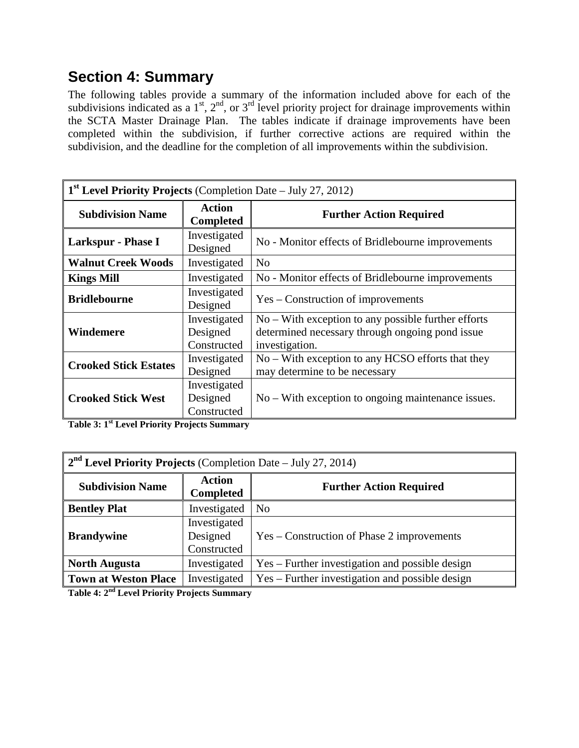## Section 4: Summary

The following tables provide a summary of the information included above for each of the subdivisions indicated as a 1st, 2nd, or 3rd level priority project for drainage improvements within the SCTA Master Drainage Plan. The tables indicate if drainage improvements have been completed within the subdivision, if further corrective actions are required within the subdivision, and the deadline for the completion of all improvements within the subdivision.

| **1st Level Priority Projects** (Completion Date – July 27, 2012) | | |
|---|---|---|
| **Subdivision Name** | **Action Completed** | **Further Action Required** |
| **Larkspur - Phase I** | Investigated Designed | No - Monitor effects of Bridlebourne improvements |
| **Walnut Creek Woods** | Investigated | No |
| **Kings Mill** | Investigated | No - Monitor effects of Bridlebourne improvements |
| **Bridlebourne** | Investigated Designed | Yes – Construction of improvements |
| **Windemere** | Investigated Designed Constructed | No – With exception to any possible further efforts determined necessary through ongoing pond issue investigation. |
| **Crooked Stick Estates** | Investigated Designed | No – With exception to any HCSO efforts that they may determine to be necessary |
| **Crooked Stick West** | Investigated Designed Constructed | No – With exception to ongoing maintenance issues. |

**Table 3: 1st Level Priority Projects Summary**

| **2nd Level Priority Projects** (Completion Date – July 27, 2014) | | |
|---|---|---|
| **Subdivision Name** | **Action Completed** | **Further Action Required** |
| **Bentley Plat** | Investigated | No |
| **Brandywine** | Investigated Designed Constructed | Yes – Construction of Phase 2 improvements |
| **North Augusta** | Investigated | Yes – Further investigation and possible design |
| **Town at Weston Place** | Investigated | Yes – Further investigation and possible design |

**Table 4: 2nd Level Priority Projects Summary**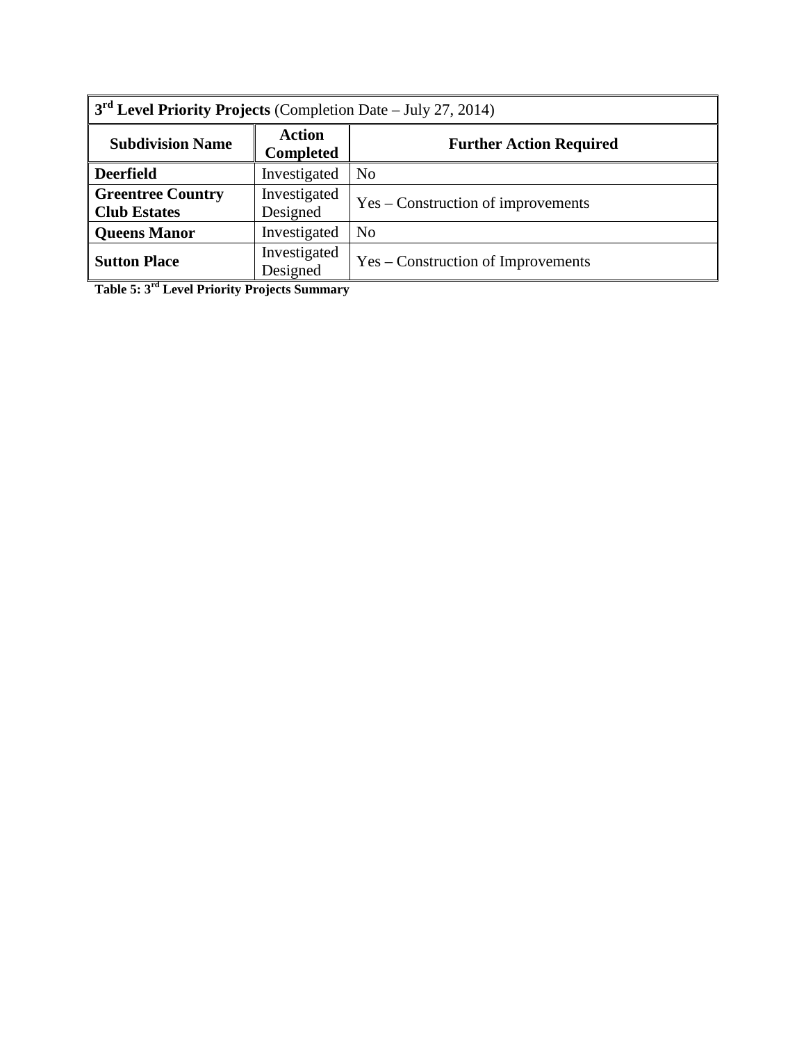| **3rd Level Priority Projects** (Completion Date – July 27, 2014) | | |
|---|---|---|
| **Subdivision Name** | **Action Completed** | **Further Action Required** |
| **Deerfield** | Investigated | No |
| **Greentree Country Club Estates** | Investigated Designed | Yes – Construction of improvements |
| **Queens Manor** | Investigated | No |
| **Sutton Place** | Investigated Designed | Yes – Construction of Improvements |

**Table 5: 3rd Level Priority Projects Summary**